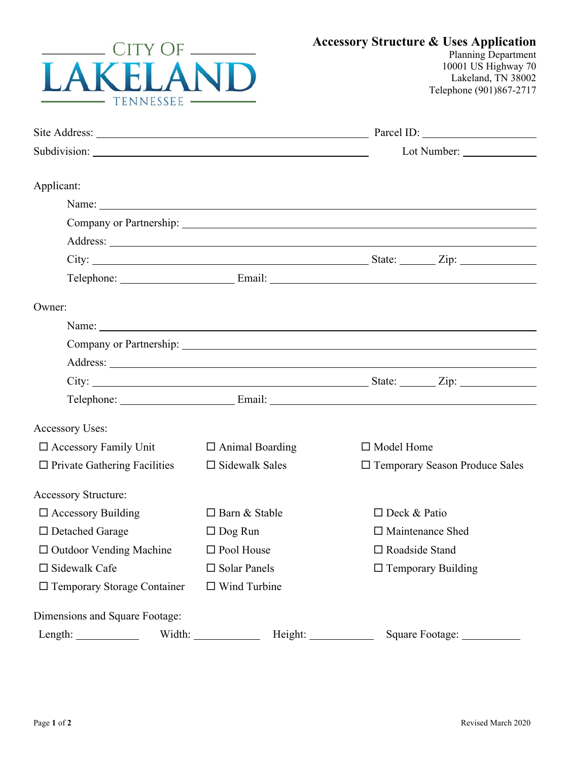CITY OF LAKELAND TENNESSEE

# Accessory Structure & Uses Application

Planning Department
10001 US Highway 70
Lakeland, TN 38002
Telephone (901)867-2717

Site Address: ______________________________ Parcel ID: ______________

Subdivision: ______________________________ Lot Number: __________

Applicant:

Name: ______________________________

Company or Partnership: ______________________________

Address: ______________________________

City: ______________________ State: _____ Zip: __________

Telephone: ______________ Email: ______________________

Owner:

Name: ______________________________

Company or Partnership: ______________________________

Address: ______________________________

City: ______________________ State: _____ Zip: __________

Telephone: ______________ Email: ______________________

Accessory Uses:

- ☐ Accessory Family Unit
- ☐ Animal Boarding
- ☐ Model Home
- ☐ Private Gathering Facilities
- ☐ Sidewalk Sales
- ☐ Temporary Season Produce Sales

Accessory Structure:

- ☐ Accessory Building
- ☐ Barn & Stable
- ☐ Deck & Patio
- ☐ Detached Garage
- ☐ Dog Run
- ☐ Maintenance Shed
- ☐ Outdoor Vending Machine
- ☐ Pool House
- ☐ Roadside Stand
- ☐ Sidewalk Cafe
- ☐ Solar Panels
- ☐ Temporary Building
- ☐ Temporary Storage Container
- ☐ Wind Turbine

Dimensions and Square Footage:

Length: __________ Width: __________ Height: __________ Square Footage: __________

Revised March 2020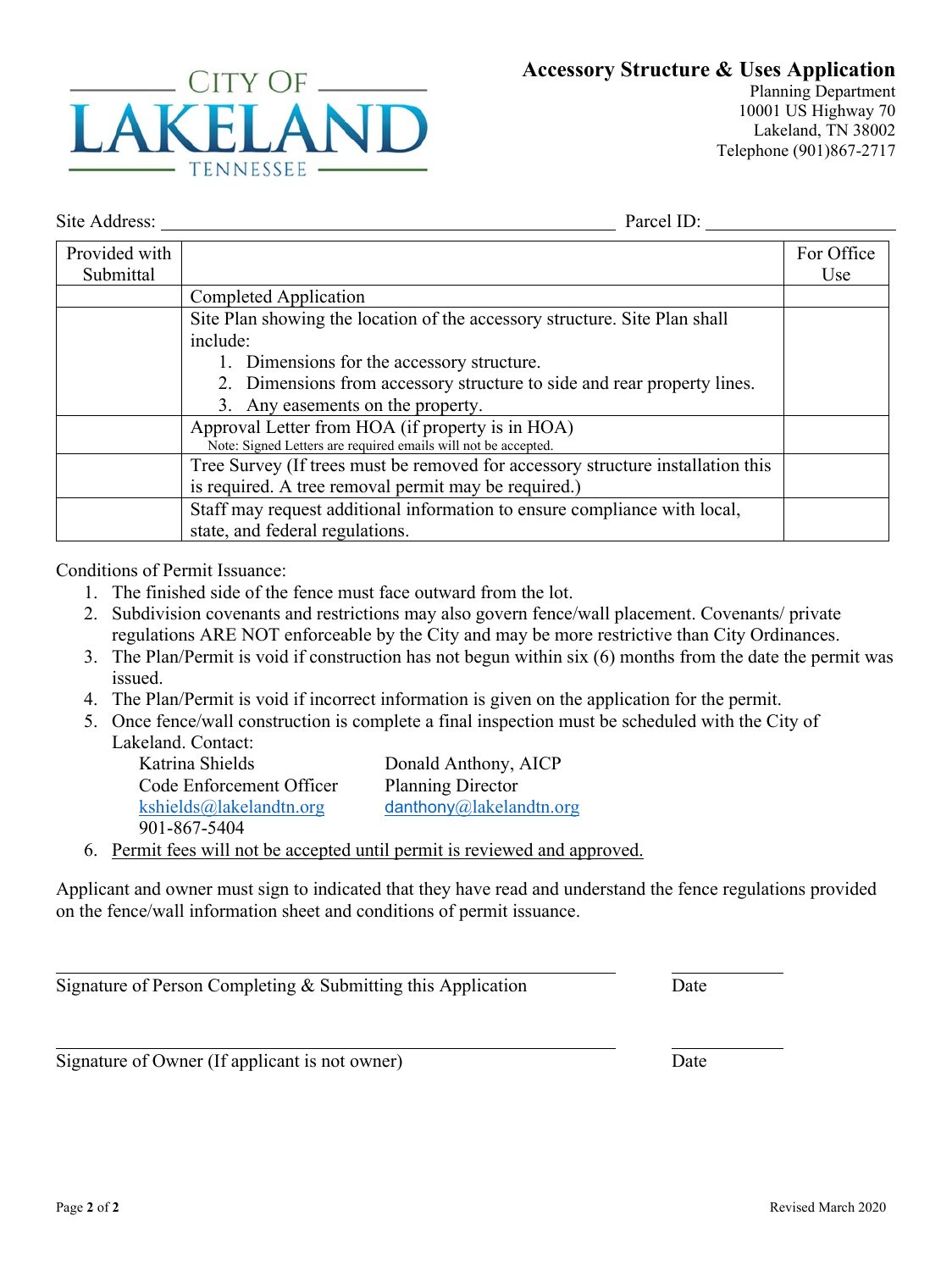CITY OF LAKELAND TENNESSEE

# Accessory Structure & Uses Application

Planning Department
10001 US Highway 70
Lakeland, TN 38002
Telephone (901)867-2717

Site Address: ______________________________ Parcel ID: ______________

| Provided with Submittal | | For Office Use |
|---|---|---|
| | Completed Application | |
| | Site Plan showing the location of the accessory structure. Site Plan shall include:<br>1. Dimensions for the accessory structure.<br>2. Dimensions from accessory structure to side and rear property lines.<br>3. Any easements on the property. | |
| | Approval Letter from HOA (if property is in HOA)<br>Note: Signed Letters are required emails will not be accepted. | |
| | Tree Survey (If trees must be removed for accessory structure installation this is required. A tree removal permit may be required.) | |
| | Staff may request additional information to ensure compliance with local, state, and federal regulations. | |

Conditions of Permit Issuance:

1. The finished side of the fence must face outward from the lot.
2. Subdivision covenants and restrictions may also govern fence/wall placement. Covenants/ private regulations ARE NOT enforceable by the City and may be more restrictive than City Ordinances.
3. The Plan/Permit is void if construction has not begun within six (6) months from the date the permit was issued.
4. The Plan/Permit is void if incorrect information is given on the application for the permit.
5. Once fence/wall construction is complete a final inspection must be scheduled with the City of Lakeland. Contact:

   Katrina Shields
   Code Enforcement Officer
   kshields@lakelandtn.org
   901-867-5404

   Donald Anthony, AICP
   Planning Director
   danthony@lakelandtn.org
6. Permit fees will not be accepted until permit is reviewed and approved.

Applicant and owner must sign to indicated that they have read and understand the fence regulations provided on the fence/wall information sheet and conditions of permit issuance.

______________________________ ____________
Signature of Person Completing & Submitting this Application Date

______________________________ ____________
Signature of Owner (If applicant is not owner) Date

Revised March 2020